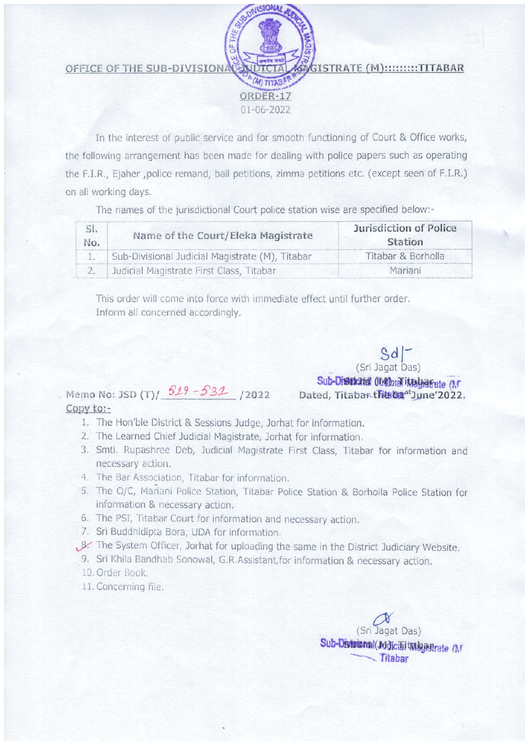OFFICE OF THE SUB-DIVISIONAL JUDICIAL MAGISTRATE (M)::::::::TITABAR

ORDER-17

01-06-2022

In the interest of public service and for smooth functioning of Court & Office works, the following arrangement has been made for dealing with police papers such as operating the F.I.R., Ejaher ,police remand, bail petitions, zimma petitions etc. (except seen of F.I.R.) on all working days.

The names of the jurisdictional Court police station wise are specified below:-

| Sl. No. | Name of the Court/Eleka Magistrate | Jurisdiction of Police Station |
|---|---|---|
| 1. | Sub-Divisional Judicial Magistrate (M), Titabar | Titabar & Borholla |
| 2. | Judicial Magistrate First Class, Titabar | Mariani |

This order will come into force with immediate effect until further order.
Inform all concerned accordingly.

Sd/-
(Sri Jagat Das)
Sub-Divisional Judicial Magistrate (M), Titabar

Memo No: JSD (T)/ 519 - 531 /2022 Dated, Titabar the 01st June'2022.

Copy to:-

1. The Hon'ble District & Sessions Judge, Jorhat for information.
2. The Learned Chief Judicial Magistrate, Jorhat for information.
3. Smti. Rupashree Deb, Judicial Magistrate First Class, Titabar for information and necessary action.
4. The Bar Association, Titabar for information.
5. The O/C, Mariani Police Station, Titabar Police Station & Borholla Police Station for information & necessary action.
6. The PSI, Titabar Court for information and necessary action.
7. Sri Buddhidipta Bora, UDA for information.
8. The System Officer, Jorhat for uploading the same in the District Judiciary Website.
9. Sri Khila Bandhab Sonowal, G.R.Assistant,for information & necessary action.
10. Order Book.
11. Concerning file.

(Sri Jagat Das)
Sub-Divisional Judicial Magistrate (M), Titabar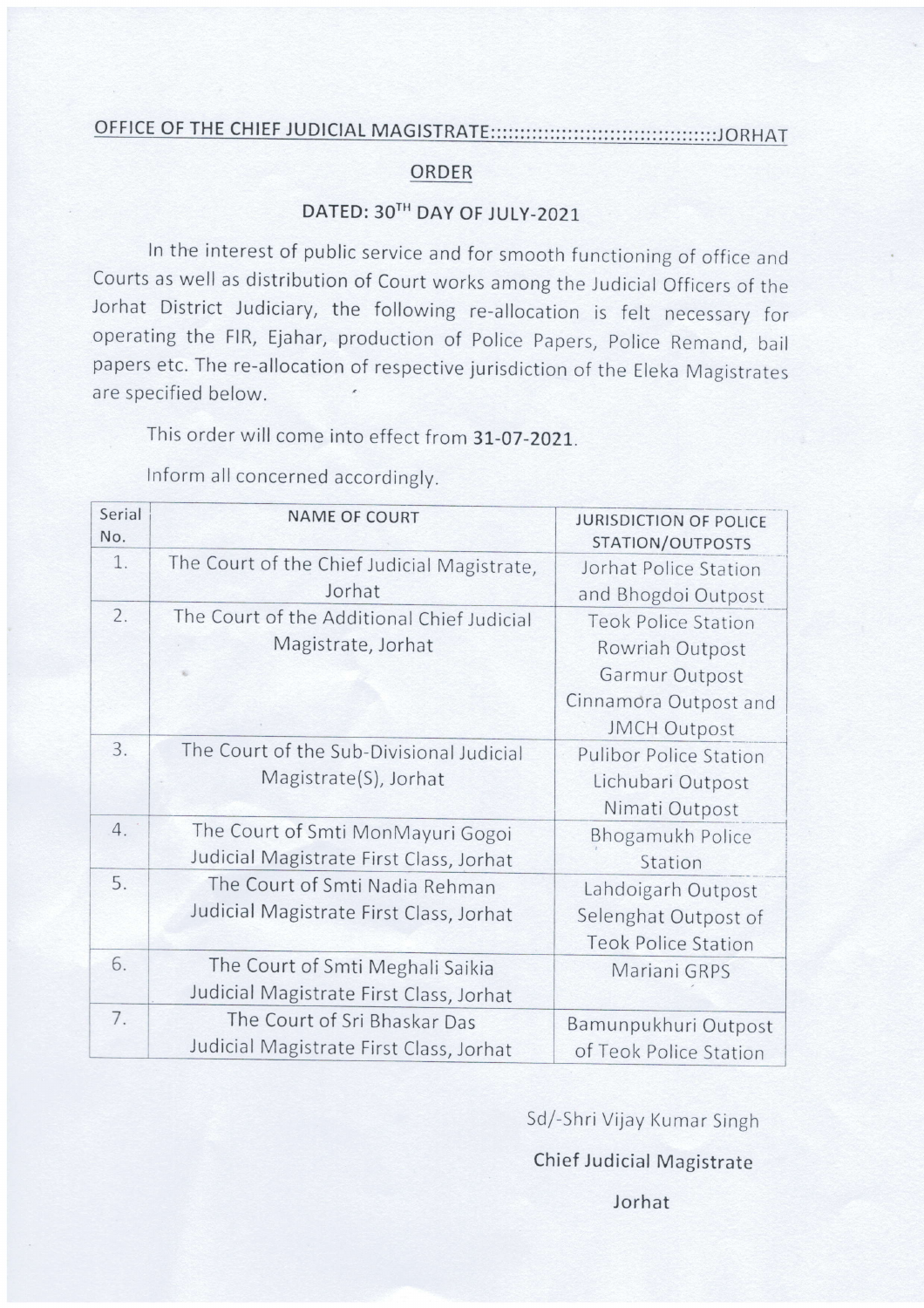## OFFICE OF THE CHIEF JUDICIAL MAGISTRATE::::::::::::::::::::::::::::::::::::JORHAT

## ORDER

### DATED: 30TH DAY OF JULY-2021

In the interest of public service and for smooth functioning of office and Courts as well as distribution of Court works among the Judicial Officers of the Jorhat District Judiciary, the following re-allocation is felt necessary for operating the FIR, Ejahar, production of Police Papers, Police Remand, bail papers etc. The re-allocation of respective jurisdiction of the Eleka Magistrates are specified below.

This order will come into effect from **31-07-2021**.

Inform all concerned accordingly.

| Serial No. | NAME OF COURT | JURISDICTION OF POLICE STATION/OUTPOSTS |
|---|---|---|
| 1. | The Court of the Chief Judicial Magistrate, Jorhat | Jorhat Police Station and Bhogdoi Outpost |
| 2. | The Court of the Additional Chief Judicial Magistrate, Jorhat | Teok Police Station Rowriah Outpost Garmur Outpost Cinnamora Outpost and JMCH Outpost |
| 3. | The Court of the Sub-Divisional Judicial Magistrate(S), Jorhat | Pulibor Police Station Lichubari Outpost Nimati Outpost |
| 4. | The Court of Smti MonMayuri Gogoi Judicial Magistrate First Class, Jorhat | Bhogamukh Police Station |
| 5. | The Court of Smti Nadia Rehman Judicial Magistrate First Class, Jorhat | Lahdoigarh Outpost Selenghat Outpost of Teok Police Station |
| 6. | The Court of Smti Meghali Saikia Judicial Magistrate First Class, Jorhat | Mariani GRPS |
| 7. | The Court of Sri Bhaskar Das Judicial Magistrate First Class, Jorhat | Bamunpukhuri Outpost of Teok Police Station |

Sd/-Shri Vijay Kumar Singh

**Chief Judicial Magistrate**

Jorhat